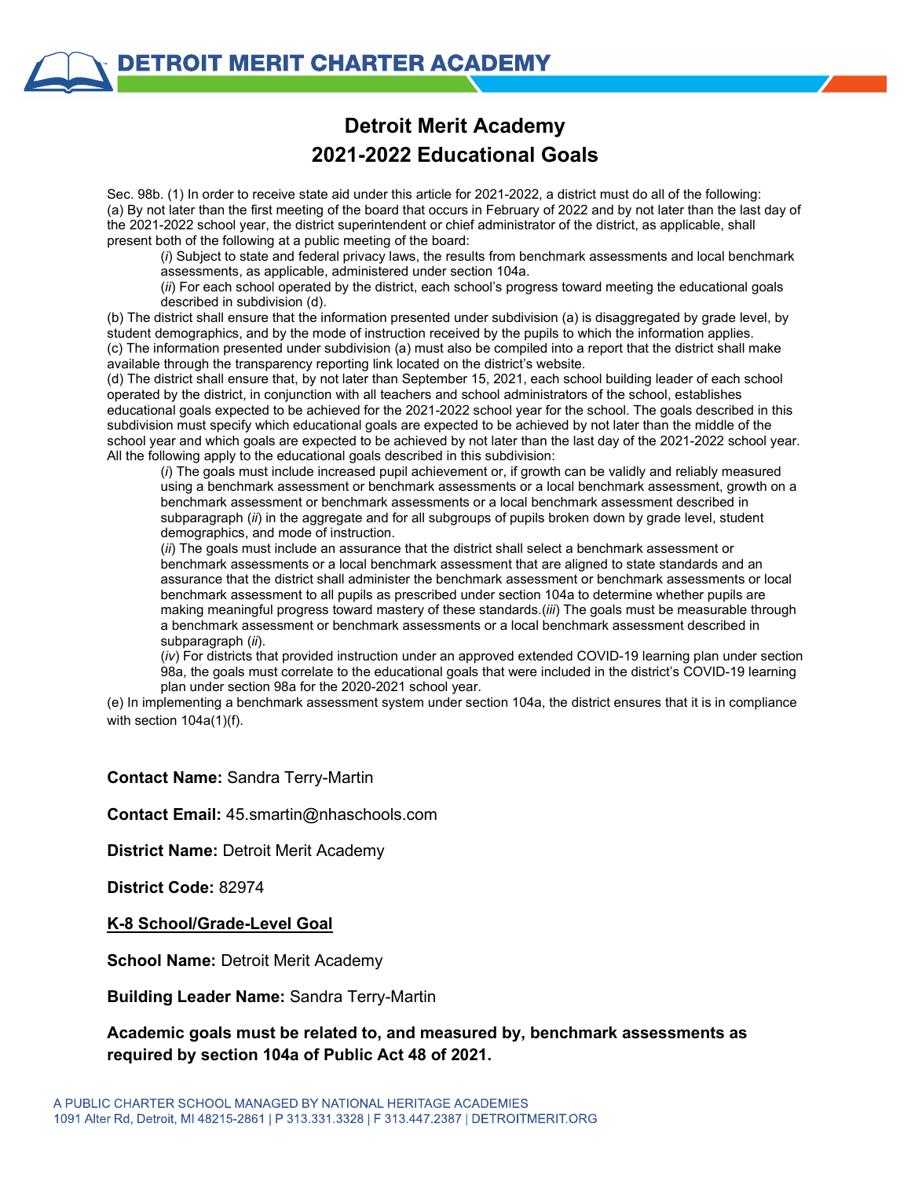# Detroit Merit Academy
# 2021-2022 Educational Goals

Sec. 98b. (1) In order to receive state aid under this article for 2021-2022, a district must do all of the following:

(a) By not later than the first meeting of the board that occurs in February of 2022 and by not later than the last day of the 2021-2022 school year, the district superintendent or chief administrator of the district, as applicable, shall present both of the following at a public meeting of the board:

> (*i*) Subject to state and federal privacy laws, the results from benchmark assessments and local benchmark assessments, as applicable, administered under section 104a.
>
> (*ii*) For each school operated by the district, each school's progress toward meeting the educational goals described in subdivision (d).

(b) The district shall ensure that the information presented under subdivision (a) is disaggregated by grade level, by student demographics, and by the mode of instruction received by the pupils to which the information applies.

(c) The information presented under subdivision (a) must also be compiled into a report that the district shall make available through the transparency reporting link located on the district's website.

(d) The district shall ensure that, by not later than September 15, 2021, each school building leader of each school operated by the district, in conjunction with all teachers and school administrators of the school, establishes educational goals expected to be achieved for the 2021-2022 school year for the school. The goals described in this subdivision must specify which educational goals are expected to be achieved by not later than the middle of the school year and which goals are expected to be achieved by not later than the last day of the 2021-2022 school year. All the following apply to the educational goals described in this subdivision:

> (*i*) The goals must include increased pupil achievement or, if growth can be validly and reliably measured using a benchmark assessment or benchmark assessments or a local benchmark assessment, growth on a benchmark assessment or benchmark assessments or a local benchmark assessment described in subparagraph (*ii*) in the aggregate and for all subgroups of pupils broken down by grade level, student demographics, and mode of instruction.
>
> (*ii*) The goals must include an assurance that the district shall select a benchmark assessment or benchmark assessments or a local benchmark assessment that are aligned to state standards and an assurance that the district shall administer the benchmark assessment or benchmark assessments or local benchmark assessment to all pupils as prescribed under section 104a to determine whether pupils are making meaningful progress toward mastery of these standards.(*iii*) The goals must be measurable through a benchmark assessment or benchmark assessments or a local benchmark assessment described in subparagraph (*ii*).
>
> (*iv*) For districts that provided instruction under an approved extended COVID-19 learning plan under section 98a, the goals must correlate to the educational goals that were included in the district's COVID-19 learning plan under section 98a for the 2020-2021 school year.

(e) In implementing a benchmark assessment system under section 104a, the district ensures that it is in compliance with section 104a(1)(f).

**Contact Name:** Sandra Terry-Martin

**Contact Email:** 45.smartin@nhaschools.com

**District Name:** Detroit Merit Academy

**District Code:** 82974

**<u>K-8 School/Grade-Level Goal</u>**

**School Name:** Detroit Merit Academy

**Building Leader Name:** Sandra Terry-Martin

**Academic goals must be related to, and measured by, benchmark assessments as required by section 104a of Public Act 48 of 2021.**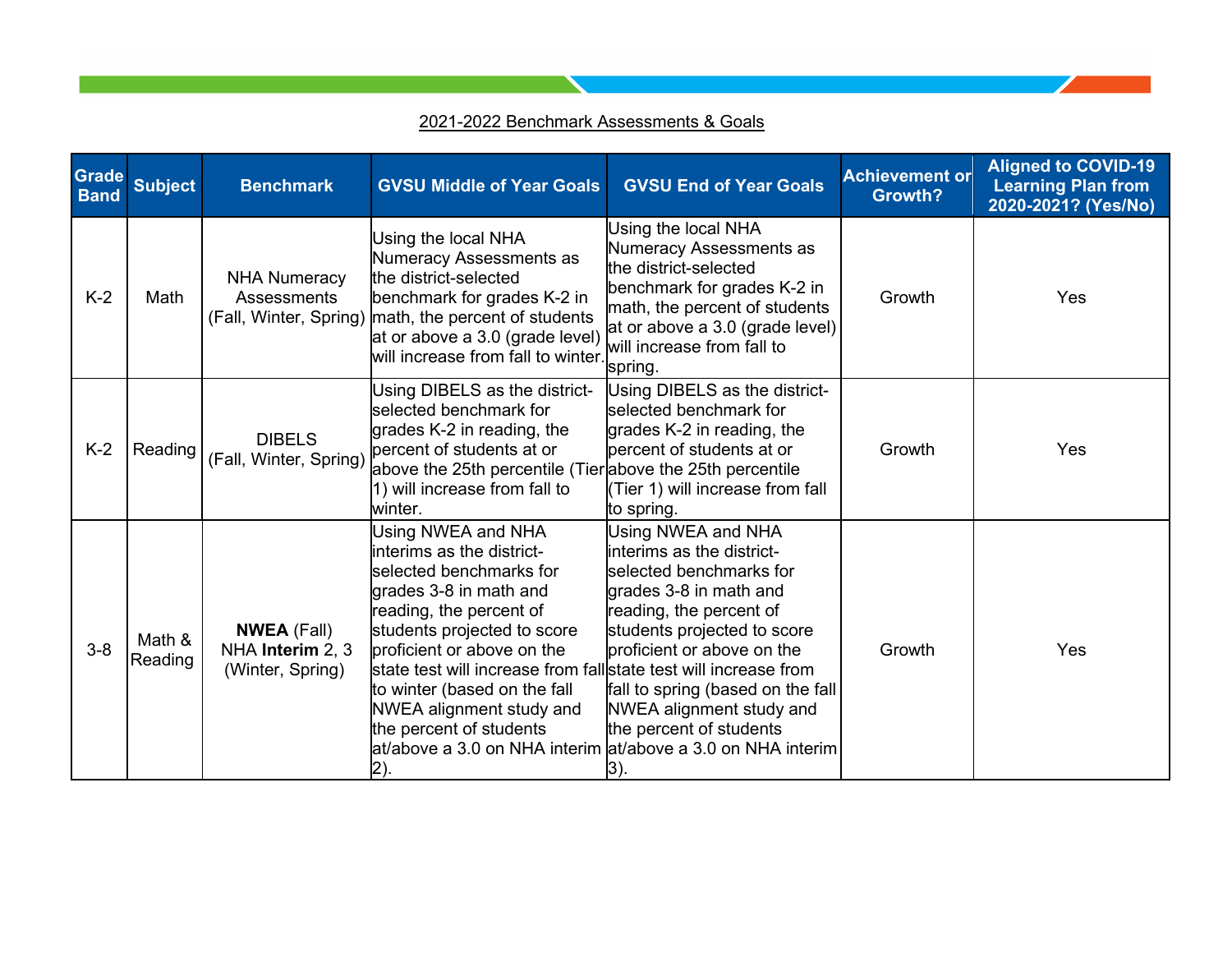2021-2022 Benchmark Assessments & Goals

| Grade Band | Subject | Benchmark | GVSU Middle of Year Goals | GVSU End of Year Goals | Achievement or Growth? | Aligned to COVID-19 Learning Plan from 2020-2021? (Yes/No) |
|---|---|---|---|---|---|---|
| K-2 | Math | NHA Numeracy Assessments (Fall, Winter, Spring) | Using the local NHA Numeracy Assessments as the district-selected benchmark for grades K-2 in math, the percent of students at or above a 3.0 (grade level) will increase from fall to winter. | Using the local NHA Numeracy Assessments as the district-selected benchmark for grades K-2 in math, the percent of students at or above a 3.0 (grade level) will increase from fall to spring. | Growth | Yes |
| K-2 | Reading | DIBELS (Fall, Winter, Spring) | Using DIBELS as the district-selected benchmark for grades K-2 in reading, the percent of students at or above the 25th percentile (Tier 1) will increase from fall to winter. | Using DIBELS as the district-selected benchmark for grades K-2 in reading, the percent of students at or above the 25th percentile (Tier 1) will increase from fall to spring. | Growth | Yes |
| 3-8 | Math & Reading | **NWEA** (Fall) NHA **Interim** 2, 3 (Winter, Spring) | Using NWEA and NHA interims as the district-selected benchmarks for grades 3-8 in math and reading, the percent of students projected to score proficient or above on the state test will increase from fall to winter (based on the fall NWEA alignment study and the percent of students at/above a 3.0 on NHA interim 2). | Using NWEA and NHA interims as the district-selected benchmarks for grades 3-8 in math and reading, the percent of students projected to score proficient or above on the state test will increase from fall to spring (based on the fall NWEA alignment study and the percent of students at/above a 3.0 on NHA interim 3). | Growth | Yes |